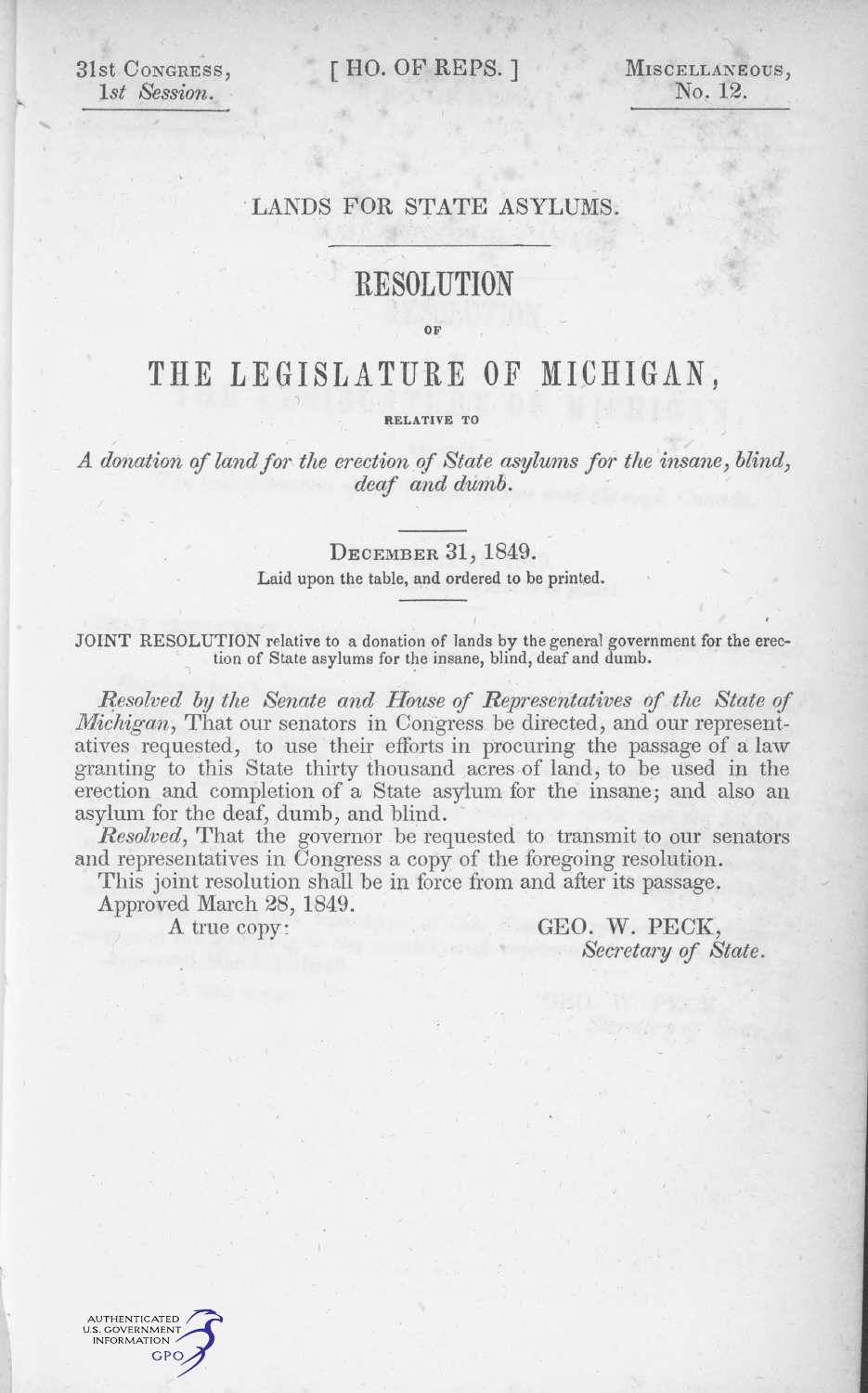31st Congress, 1st Session. | [ HO. OF REPS. ] | Miscellaneous, No. 12.

LANDS FOR STATE ASYLUMS.

# RESOLUTION

OF

# THE LEGISLATURE OF MICHIGAN,

RELATIVE TO

*A donation of land for the erection of State asylums for the insane, blind, deaf and dumb.*

December 31, 1849.

Laid upon the table, and ordered to be printed.

JOINT RESOLUTION relative to a donation of lands by the general government for the erection of State asylums for the insane, blind, deaf and dumb.

*Resolved by the Senate and House of Representatives of the State of Michigan,* That our senators in Congress be directed, and our representatives requested, to use their efforts in procuring the passage of a law granting to this State thirty thousand acres of land, to be used in the erection and completion of a State asylum for the insane; and also an asylum for the deaf, dumb, and blind.

*Resolved,* That the governor be requested to transmit to our senators and representatives in Congress a copy of the foregoing resolution.

This joint resolution shall be in force from and after its passage.

Approved March 28, 1849.

A true copy:

GEO. W. PECK,
*Secretary of State.*